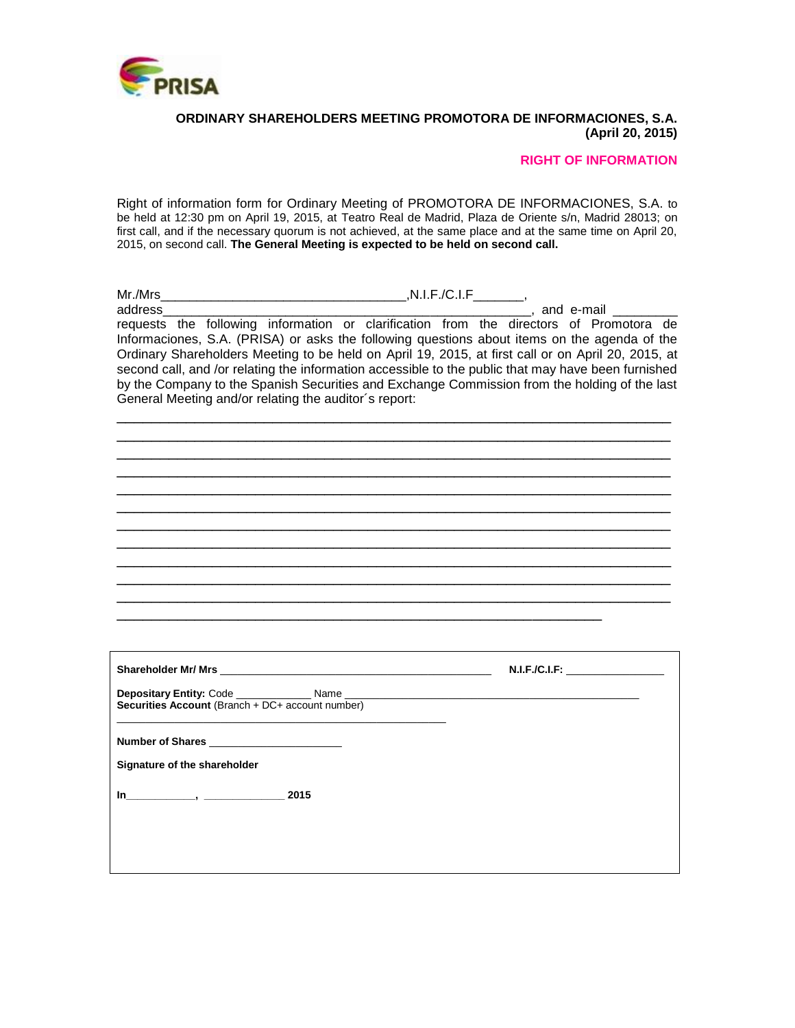**ORDINARY SHAREHOLDERS MEETING PROMOTORA DE INFORMACIONES, S.A.**
**(April 20, 2015)**

**RIGHT OF INFORMATION**

Right of information form for Ordinary Meeting of PROMOTORA DE INFORMACIONES, S.A. to be held at 12:30 pm on April 19, 2015, at Teatro Real de Madrid, Plaza de Oriente s/n, Madrid 28013; on first call, and if the necessary quorum is not achieved, at the same place and at the same time on April 20, 2015, on second call. **The General Meeting is expected to be held on second call.**

Mr./Mrs_________________________________,N.I.F./C.I.F_______,
address_________________________________________________, and e-mail _________
requests the following information or clarification from the directors of Promotora de Informaciones, S.A. (PRISA) or asks the following questions about items on the agenda of the Ordinary Shareholders Meeting to be held on April 19, 2015, at first call or on April 20, 2015, at second call, and /or relating the information accessible to the public that may have been furnished by the Company to the Spanish Securities and Exchange Commission from the holding of the last General Meeting and/or relating the auditor´s report:

______________________________________________________________________________
______________________________________________________________________________
______________________________________________________________________________
______________________________________________________________________________
______________________________________________________________________________
______________________________________________________________________________
______________________________________________________________________________
______________________________________________________________________________
______________________________________________________________________________
______________________________________________________________________________
______________________________________________________________________________
_____________________________________________________________________

**Shareholder Mr/ Mrs** _____________________________________________ **N.I.F./C.I.F:** ________________

**Depositary Entity:** Code ____________ Name ____________________________________________________
**Securities Account** (Branch + DC+ account number)

_______________________________________________________

**Number of Shares** ______________________

**Signature of the shareholder**

**In___________, _____________ 2015**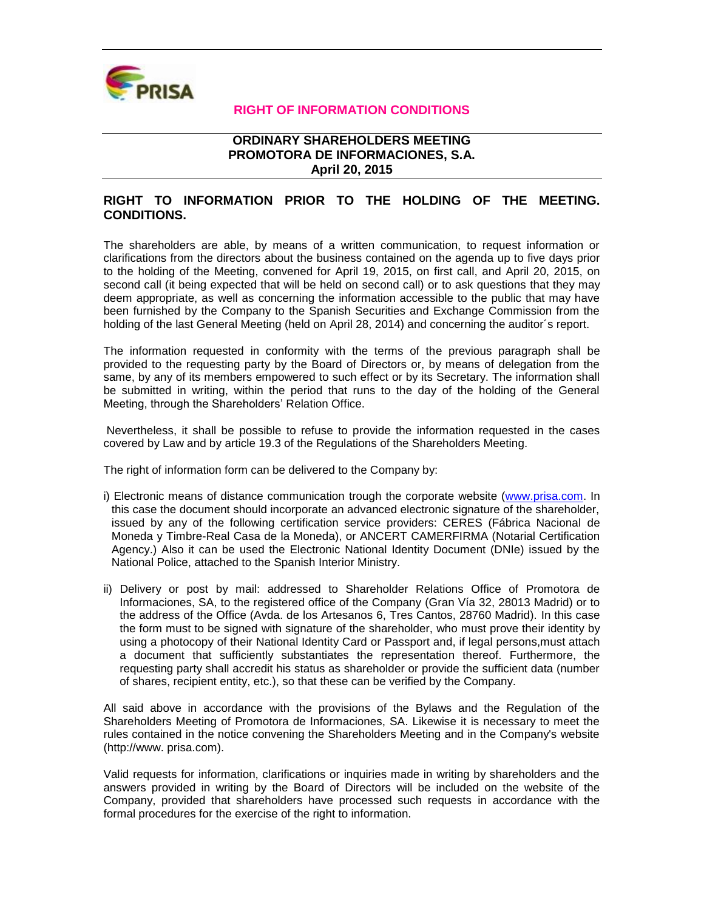## RIGHT OF INFORMATION CONDITIONS

**ORDINARY SHAREHOLDERS MEETING**
**PROMOTORA DE INFORMACIONES, S.A.**
**April 20, 2015**

## RIGHT TO INFORMATION PRIOR TO THE HOLDING OF THE MEETING. CONDITIONS.

The shareholders are able, by means of a written communication, to request information or clarifications from the directors about the business contained on the agenda up to five days prior to the holding of the Meeting, convened for April 19, 2015, on first call, and April 20, 2015, on second call (it being expected that will be held on second call) or to ask questions that they may deem appropriate, as well as concerning the information accessible to the public that may have been furnished by the Company to the Spanish Securities and Exchange Commission from the holding of the last General Meeting (held on April 28, 2014) and concerning the auditor´s report.

The information requested in conformity with the terms of the previous paragraph shall be provided to the requesting party by the Board of Directors or, by means of delegation from the same, by any of its members empowered to such effect or by its Secretary. The information shall be submitted in writing, within the period that runs to the day of the holding of the General Meeting, through the Shareholders' Relation Office.

Nevertheless, it shall be possible to refuse to provide the information requested in the cases covered by Law and by article 19.3 of the Regulations of the Shareholders Meeting.

The right of information form can be delivered to the Company by:

i) Electronic means of distance communication trough the corporate website (www.prisa.com. In this case the document should incorporate an advanced electronic signature of the shareholder, issued by any of the following certification service providers: CERES (Fábrica Nacional de Moneda y Timbre-Real Casa de la Moneda), or ANCERT CAMERFIRMA (Notarial Certification Agency.) Also it can be used the Electronic National Identity Document (DNIe) issued by the National Police, attached to the Spanish Interior Ministry.

ii) Delivery or post by mail: addressed to Shareholder Relations Office of Promotora de Informaciones, SA, to the registered office of the Company (Gran Vía 32, 28013 Madrid) or to the address of the Office (Avda. de los Artesanos 6, Tres Cantos, 28760 Madrid). In this case the form must to be signed with signature of the shareholder, who must prove their identity by using a photocopy of their National Identity Card or Passport and, if legal persons,must attach a document that sufficiently substantiates the representation thereof. Furthermore, the requesting party shall accredit his status as shareholder or provide the sufficient data (number of shares, recipient entity, etc.), so that these can be verified by the Company.

All said above in accordance with the provisions of the Bylaws and the Regulation of the Shareholders Meeting of Promotora de Informaciones, SA. Likewise it is necessary to meet the rules contained in the notice convening the Shareholders Meeting and in the Company's website (http://www. prisa.com).

Valid requests for information, clarifications or inquiries made in writing by shareholders and the answers provided in writing by the Board of Directors will be included on the website of the Company, provided that shareholders have processed such requests in accordance with the formal procedures for the exercise of the right to information.